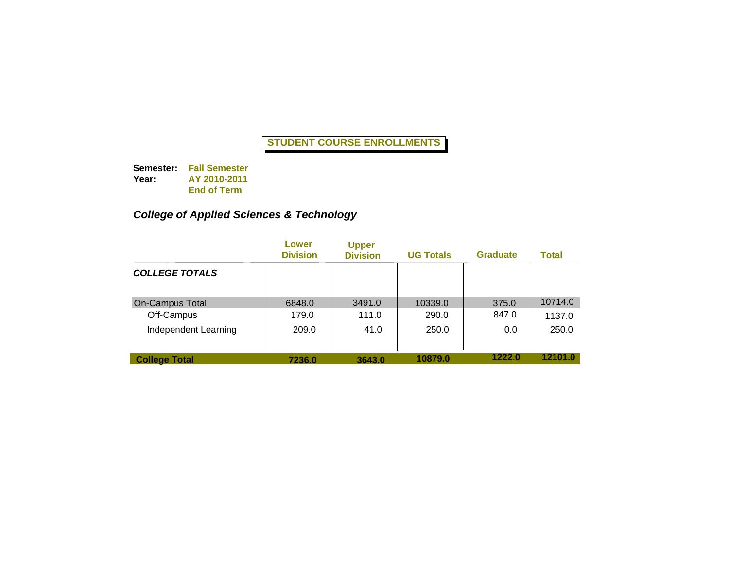# STUDENT COURSE ENROLLMENTS

**Semester:** **Fall Semester**
**Year:** **AY 2010-2011**
**End of Term**

## *College of Applied Sciences & Technology*

| | Lower Division | Upper Division | UG Totals | Graduate | Total |
|---|---|---|---|---|---|
| ***COLLEGE TOTALS*** | | | | | |
| On-Campus Total | 6848.0 | 3491.0 | 10339.0 | 375.0 | 10714.0 |
| Off-Campus | 179.0 | 111.0 | 290.0 | 847.0 | 1137.0 |
| Independent Learning | 209.0 | 41.0 | 250.0 | 0.0 | 250.0 |
| **College Total** | **7236.0** | **3643.0** | **10879.0** | **1222.0** | **12101.0** |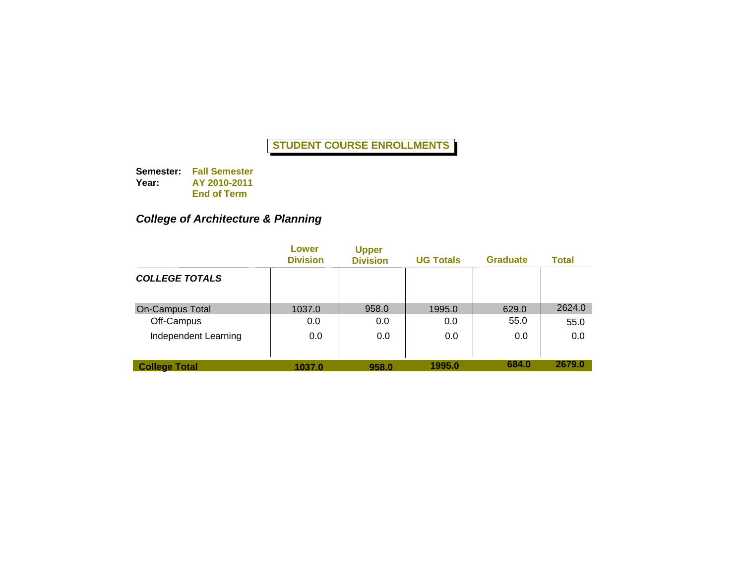# STUDENT COURSE ENROLLMENTS

**Semester:** **Fall Semester**
**Year:** **AY 2010-2011**
**End of Term**

## *College of Architecture & Planning*

| | Lower Division | Upper Division | UG Totals | Graduate | Total |
|---|---|---|---|---|---|
| ***COLLEGE TOTALS*** | | | | | |
| On-Campus Total | 1037.0 | 958.0 | 1995.0 | 629.0 | 2624.0 |
| Off-Campus | 0.0 | 0.0 | 0.0 | 55.0 | 55.0 |
| Independent Learning | 0.0 | 0.0 | 0.0 | 0.0 | 0.0 |
| **College Total** | **1037.0** | **958.0** | **1995.0** | **684.0** | **2679.0** |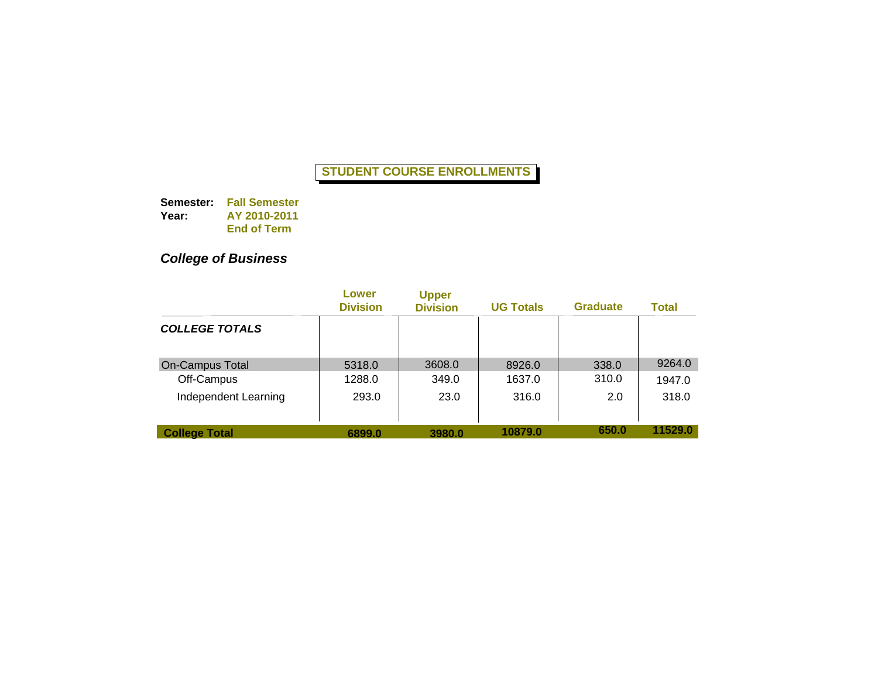# STUDENT COURSE ENROLLMENTS

**Semester:** **Fall Semester**
**Year:** **AY 2010-2011**
**End of Term**

## *College of Business*

| | Lower Division | Upper Division | UG Totals | Graduate | Total |
|---|---|---|---|---|---|
| ***COLLEGE TOTALS*** | | | | | |
| On-Campus Total | 5318.0 | 3608.0 | 8926.0 | 338.0 | 9264.0 |
| Off-Campus | 1288.0 | 349.0 | 1637.0 | 310.0 | 1947.0 |
| Independent Learning | 293.0 | 23.0 | 316.0 | 2.0 | 318.0 |
| **College Total** | **6899.0** | **3980.0** | **10879.0** | **650.0** | **11529.0** |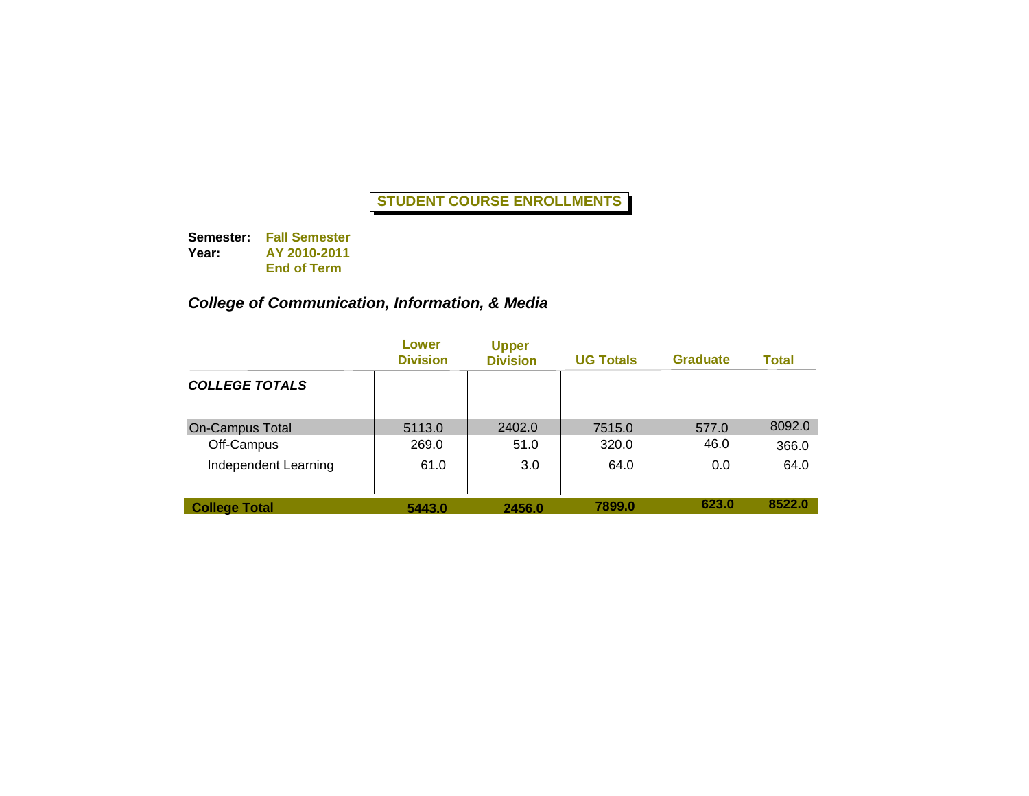## STUDENT COURSE ENROLLMENTS

**Semester:** **Fall Semester**
**Year:** **AY 2010-2011**
**End of Term**

### *College of Communication, Information, & Media*

| | Lower Division | Upper Division | UG Totals | Graduate | Total |
|---|---|---|---|---|---|
| ***COLLEGE TOTALS*** | | | | | |
| On-Campus Total | 5113.0 | 2402.0 | 7515.0 | 577.0 | 8092.0 |
| Off-Campus | 269.0 | 51.0 | 320.0 | 46.0 | 366.0 |
| Independent Learning | 61.0 | 3.0 | 64.0 | 0.0 | 64.0 |
| **College Total** | **5443.0** | **2456.0** | **7899.0** | **623.0** | **8522.0** |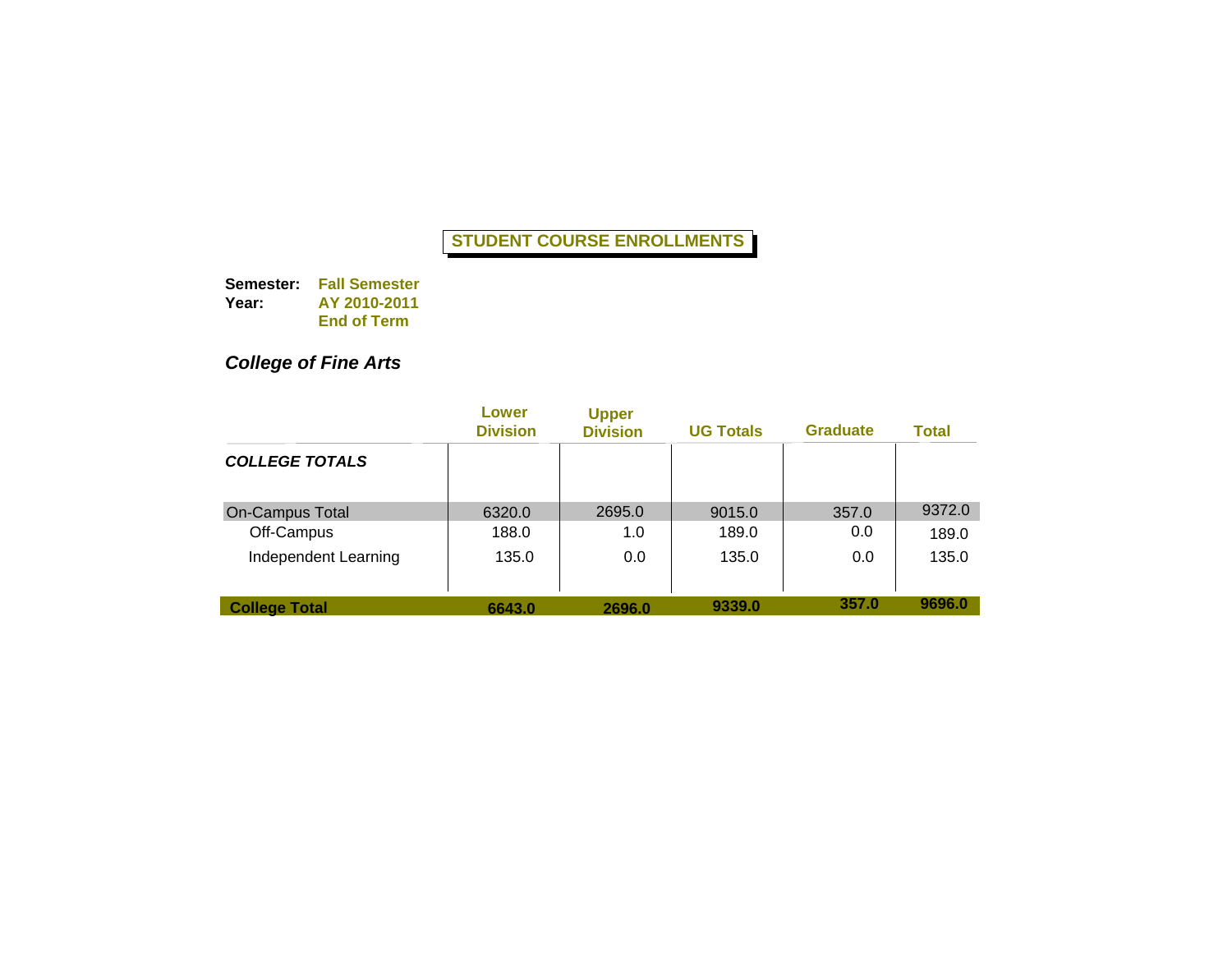**STUDENT COURSE ENROLLMENTS**

**Semester:** **Fall Semester**
**Year:** **AY 2010-2011**
**End of Term**

### *College of Fine Arts*

| | Lower Division | Upper Division | UG Totals | Graduate | Total |
|---|---|---|---|---|---|
| ***COLLEGE TOTALS*** | | | | | |
| On-Campus Total | 6320.0 | 2695.0 | 9015.0 | 357.0 | 9372.0 |
| Off-Campus | 188.0 | 1.0 | 189.0 | 0.0 | 189.0 |
| Independent Learning | 135.0 | 0.0 | 135.0 | 0.0 | 135.0 |
| **College Total** | **6643.0** | **2696.0** | **9339.0** | **357.0** | **9696.0** |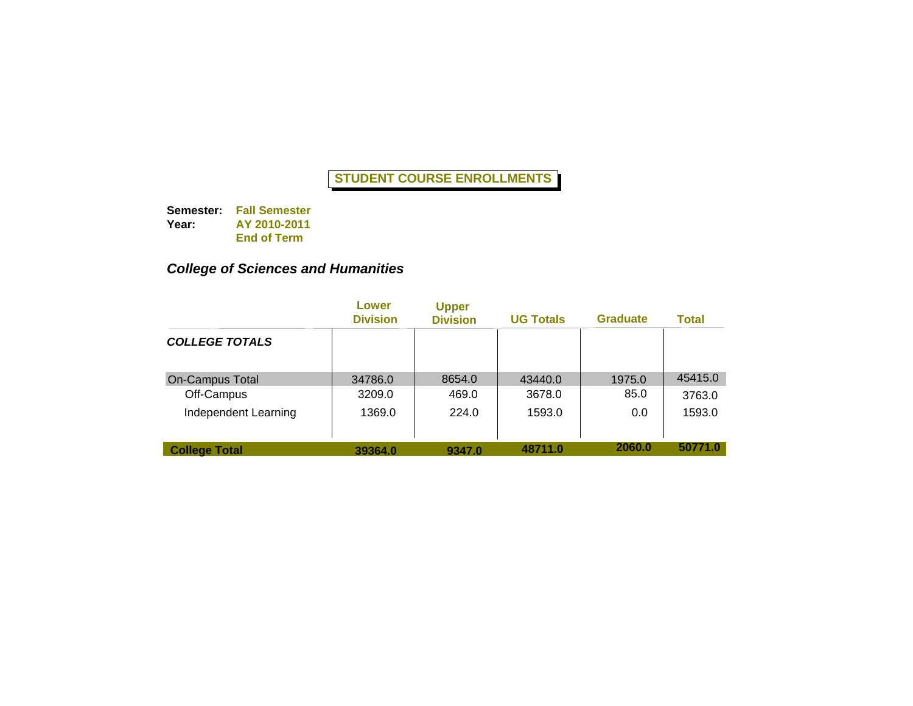**STUDENT COURSE ENROLLMENTS**

**Semester:** **Fall Semester**
**Year:** **AY 2010-2011**
**End of Term**

***College of Sciences and Humanities***

| | Lower Division | Upper Division | UG Totals | Graduate | Total |
|---|---|---|---|---|---|
| ***COLLEGE TOTALS*** | | | | | |
| On-Campus Total | 34786.0 | 8654.0 | 43440.0 | 1975.0 | 45415.0 |
| Off-Campus | 3209.0 | 469.0 | 3678.0 | 85.0 | 3763.0 |
| Independent Learning | 1369.0 | 224.0 | 1593.0 | 0.0 | 1593.0 |
| **College Total** | **39364.0** | **9347.0** | **48711.0** | **2060.0** | **50771.0** |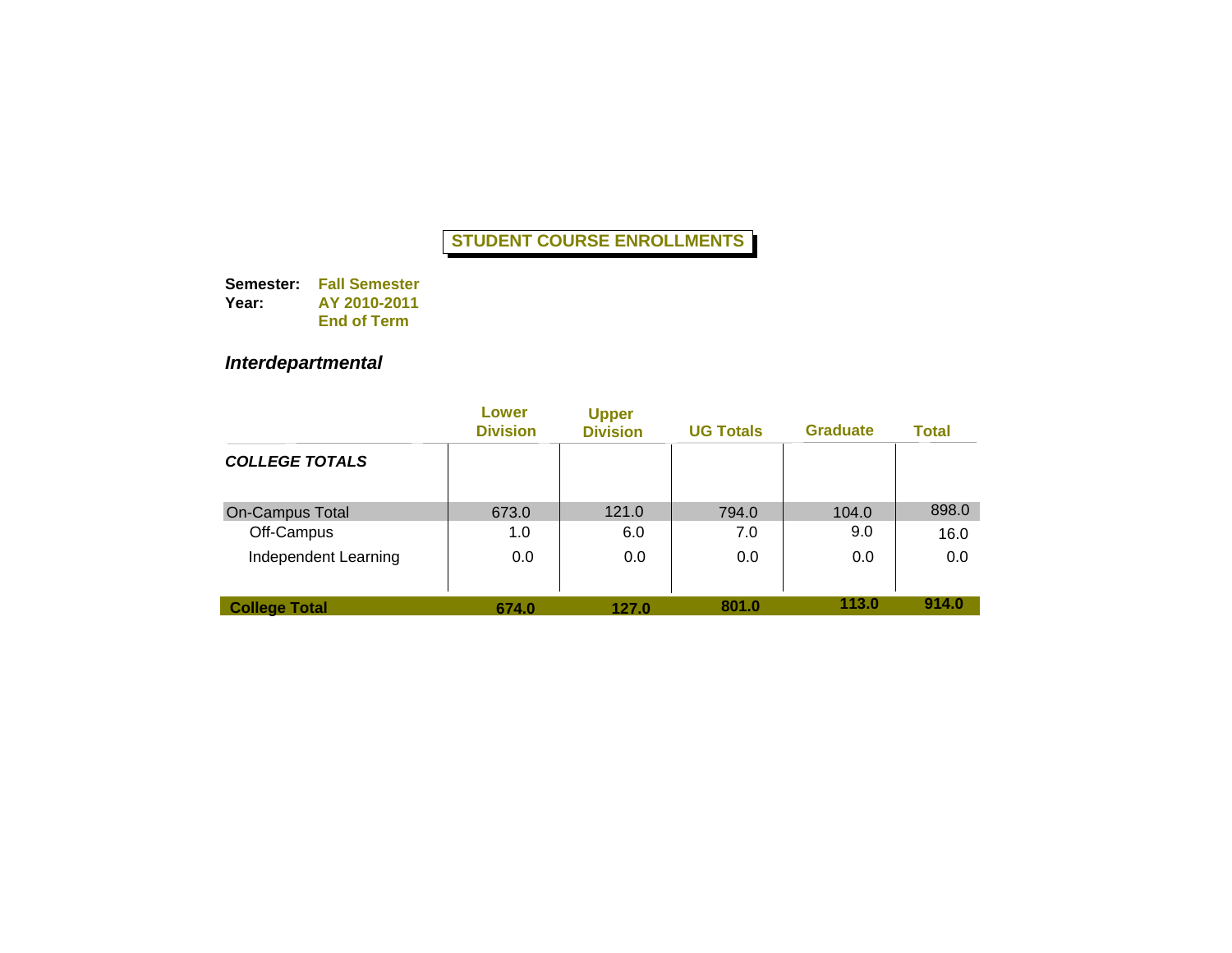# STUDENT COURSE ENROLLMENTS

**Semester:** **Fall Semester**
**Year:** **AY 2010-2011**
**End of Term**

### *Interdepartmental*

| | Lower Division | Upper Division | UG Totals | Graduate | Total |
|---|---|---|---|---|---|
| ***COLLEGE TOTALS*** | | | | | |
| On-Campus Total | 673.0 | 121.0 | 794.0 | 104.0 | 898.0 |
| Off-Campus | 1.0 | 6.0 | 7.0 | 9.0 | 16.0 |
| Independent Learning | 0.0 | 0.0 | 0.0 | 0.0 | 0.0 |
| **College Total** | **674.0** | **127.0** | **801.0** | **113.0** | **914.0** |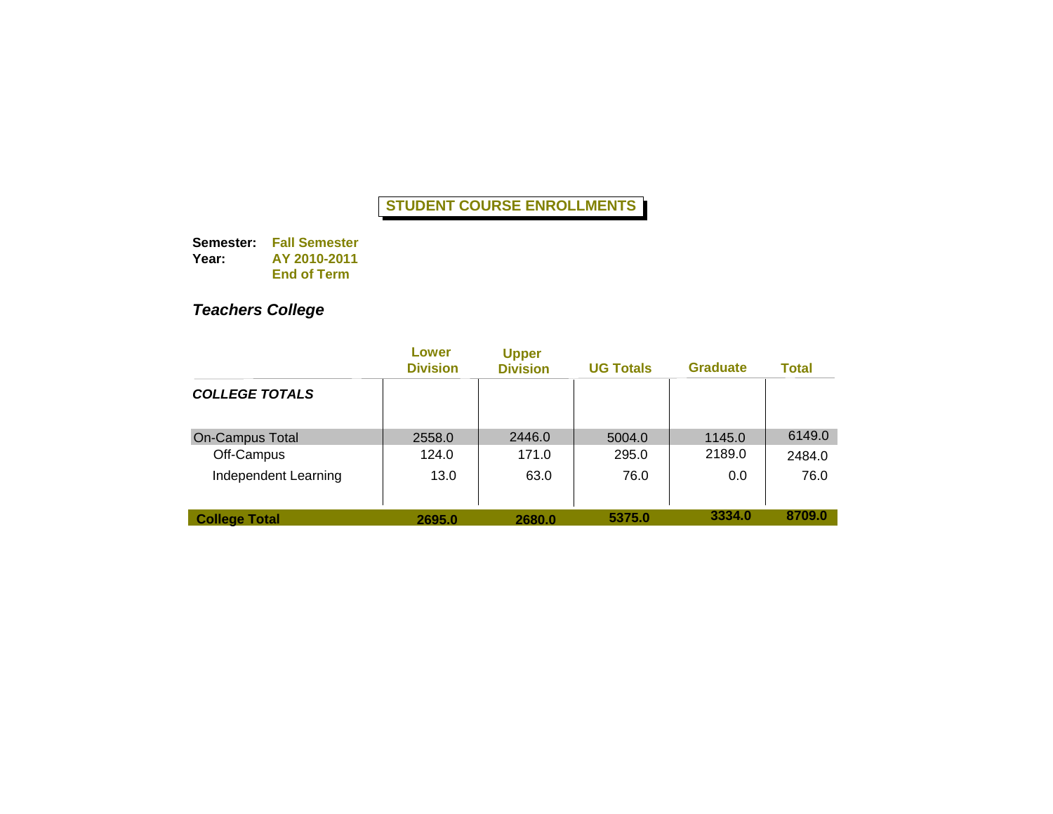**STUDENT COURSE ENROLLMENTS**

**Semester:** **Fall Semester**
**Year:** **AY 2010-2011**
**End of Term**

***Teachers College***

| | Lower Division | Upper Division | UG Totals | Graduate | Total |
|---|---|---|---|---|---|
| ***COLLEGE TOTALS*** | | | | | |
| On-Campus Total | 2558.0 | 2446.0 | 5004.0 | 1145.0 | 6149.0 |
| Off-Campus | 124.0 | 171.0 | 295.0 | 2189.0 | 2484.0 |
| Independent Learning | 13.0 | 63.0 | 76.0 | 0.0 | 76.0 |
| **College Total** | **2695.0** | **2680.0** | **5375.0** | **3334.0** | **8709.0** |